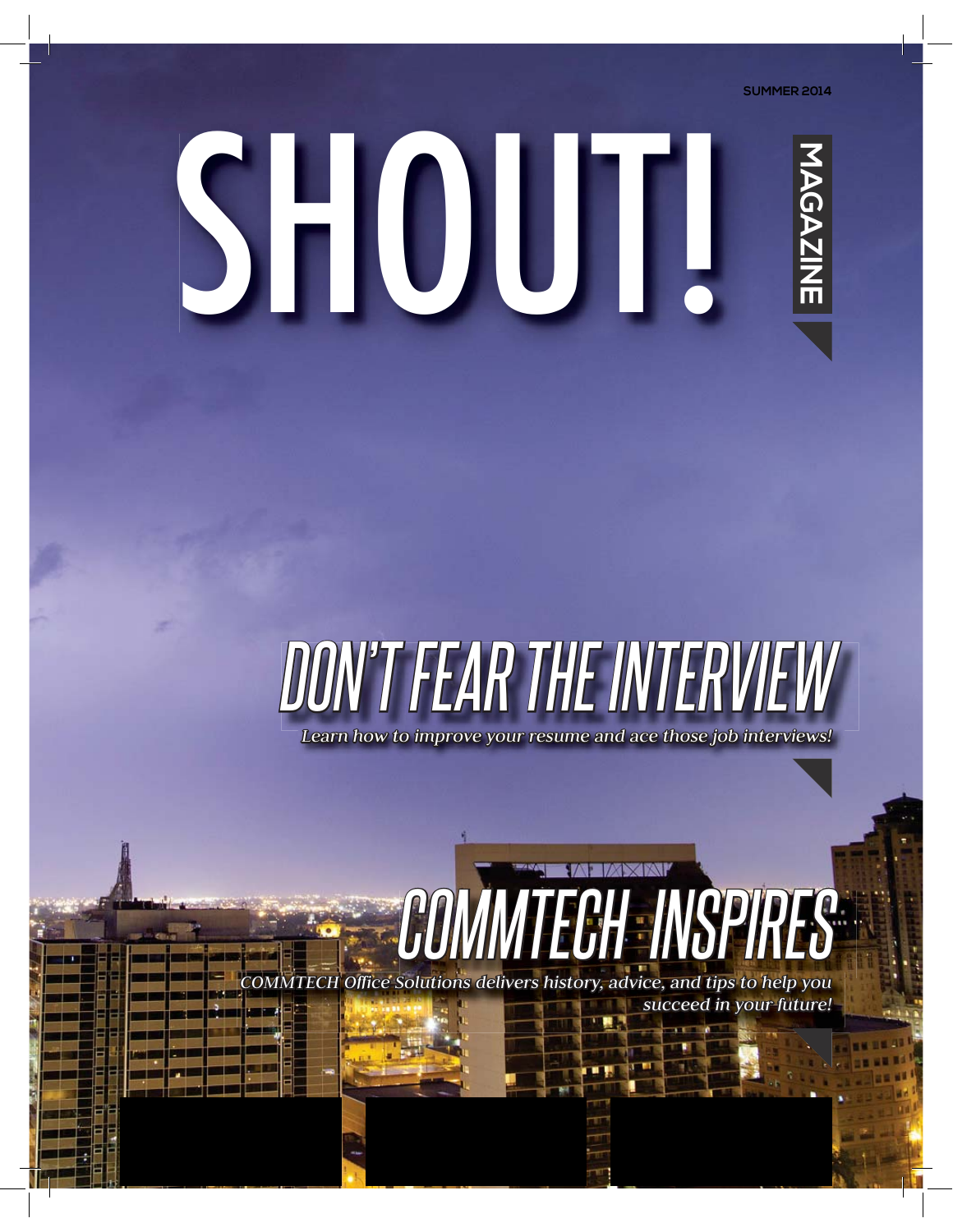SUMMER 2014

# SHOUT!

MAGAZINE

## DON'T FEAR THE INTERVIEW

*Learn how to improve your resume and ace those job interviews!*

## COMMTECH INSPIRES

*COMMTECH Office Solutions delivers history, advice, and tips to help you succeed in your future!*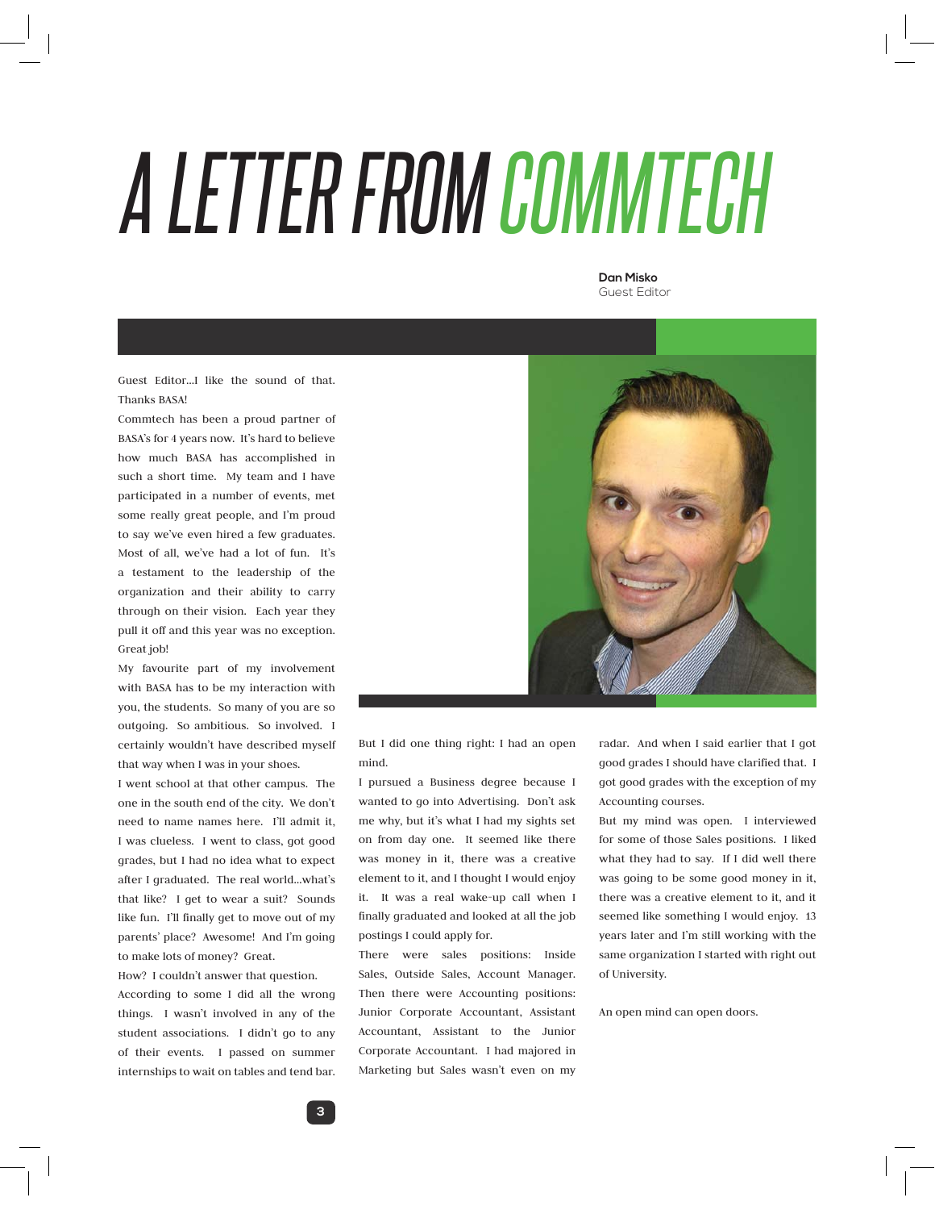# A LETTER FROM COMMTECH

**Dan Misko**
Guest Editor

Guest Editor...I like the sound of that. Thanks BASA!

Commtech has been a proud partner of BASA's for 4 years now. It's hard to believe how much BASA has accomplished in such a short time. My team and I have participated in a number of events, met some really great people, and I'm proud to say we've even hired a few graduates. Most of all, we've had a lot of fun. It's a testament to the leadership of the organization and their ability to carry through on their vision. Each year they pull it off and this year was no exception. Great job!

My favourite part of my involvement with BASA has to be my interaction with you, the students. So many of you are so outgoing. So ambitious. So involved. I certainly wouldn't have described myself that way when I was in your shoes.

I went school at that other campus. The one in the south end of the city. We don't need to name names here. I'll admit it, I was clueless. I went to class, got good grades, but I had no idea what to expect after I graduated. The real world...what's that like? I get to wear a suit? Sounds like fun. I'll finally get to move out of my parents' place? Awesome! And I'm going to make lots of money? Great.

How? I couldn't answer that question.

According to some I did all the wrong things. I wasn't involved in any of the student associations. I didn't go to any of their events. I passed on summer internships to wait on tables and tend bar.

But I did one thing right: I had an open mind.

I pursued a Business degree because I wanted to go into Advertising. Don't ask me why, but it's what I had my sights set on from day one. It seemed like there was money in it, there was a creative element to it, and I thought I would enjoy it. It was a real wake-up call when I finally graduated and looked at all the job postings I could apply for.

There were sales positions: Inside Sales, Outside Sales, Account Manager. Then there were Accounting positions: Junior Corporate Accountant, Assistant Accountant, Assistant to the Junior Corporate Accountant. I had majored in Marketing but Sales wasn't even on my radar. And when I said earlier that I got good grades I should have clarified that. I got good grades with the exception of my Accounting courses.

But my mind was open. I interviewed for some of those Sales positions. I liked what they had to say. If I did well there was going to be some good money in it, there was a creative element to it, and it seemed like something I would enjoy. 13 years later and I'm still working with the same organization I started with right out of University.

An open mind can open doors.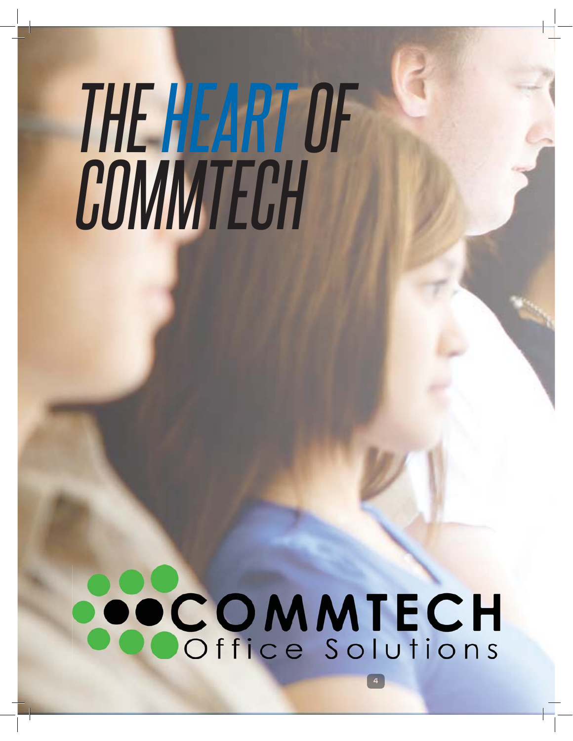# THE *HEART* OF COMMTECH

COMMTECH
Office Solutions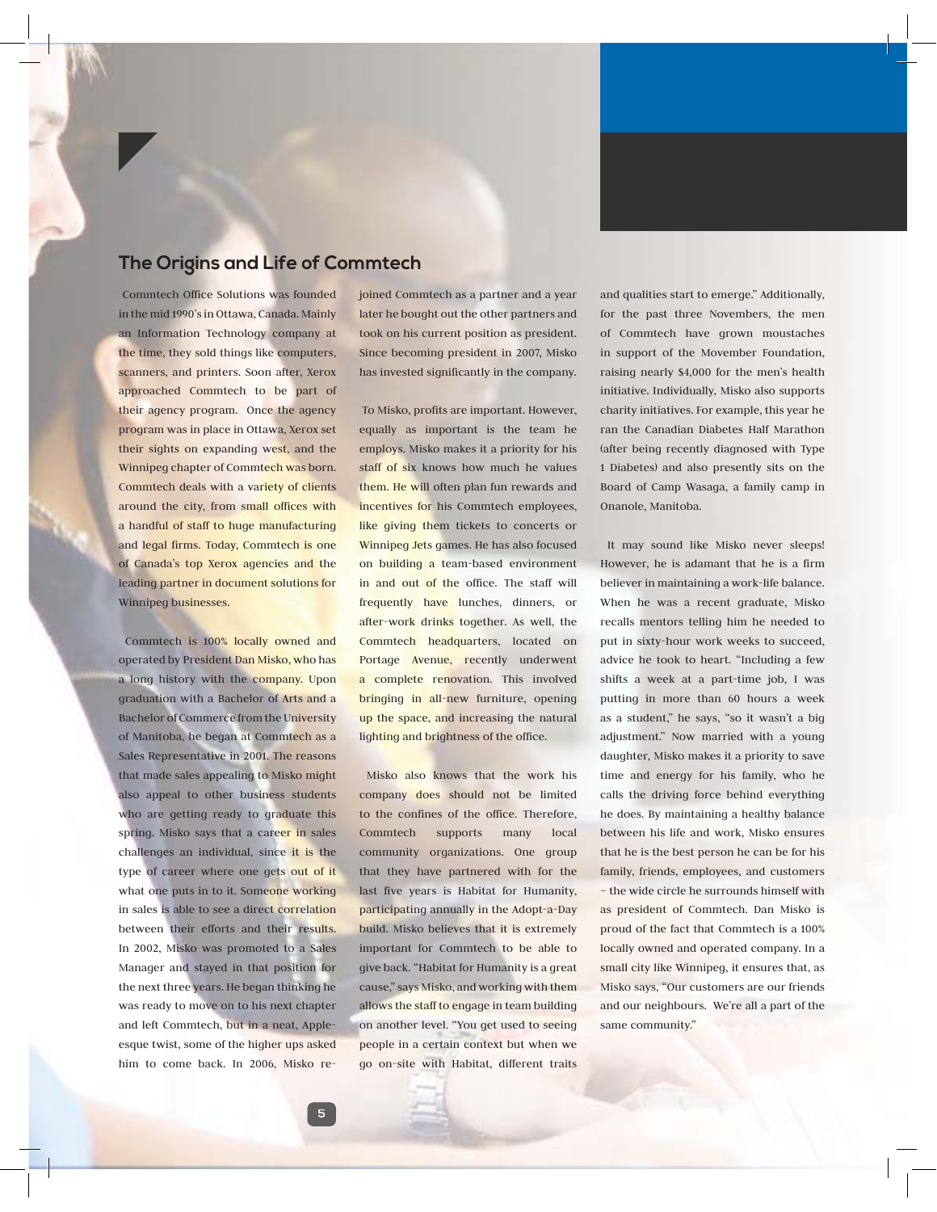## The Origins and Life of Commtech

Commtech Office Solutions was founded in the mid 1990's in Ottawa, Canada. Mainly an Information Technology company at the time, they sold things like computers, scanners, and printers. Soon after, Xerox approached Commtech to be part of their agency program. Once the agency program was in place in Ottawa, Xerox set their sights on expanding west, and the Winnipeg chapter of Commtech was born. Commtech deals with a variety of clients around the city, from small offices with a handful of staff to huge manufacturing and legal firms. Today, Commtech is one of Canada's top Xerox agencies and the leading partner in document solutions for Winnipeg businesses.

Commtech is 100% locally owned and operated by President Dan Misko, who has a long history with the company. Upon graduation with a Bachelor of Arts and a Bachelor of Commerce from the University of Manitoba, he began at Commtech as a Sales Representative in 2001. The reasons that made sales appealing to Misko might also appeal to other business students who are getting ready to graduate this spring. Misko says that a career in sales challenges an individual, since it is the type of career where one gets out of it what one puts in to it. Someone working in sales is able to see a direct correlation between their efforts and their results. In 2002, Misko was promoted to a Sales Manager and stayed in that position for the next three years. He began thinking he was ready to move on to his next chapter and left Commtech, but in a neat, Apple-esque twist, some of the higher ups asked him to come back. In 2006, Misko re-joined Commtech as a partner and a year later he bought out the other partners and took on his current position as president. Since becoming president in 2007, Misko has invested significantly in the company.

To Misko, profits are important. However, equally as important is the team he employs. Misko makes it a priority for his staff of six knows how much he values them. He will often plan fun rewards and incentives for his Commtech employees, like giving them tickets to concerts or Winnipeg Jets games. He has also focused on building a team-based environment in and out of the office. The staff will frequently have lunches, dinners, or after-work drinks together. As well, the Commtech headquarters, located on Portage Avenue, recently underwent a complete renovation. This involved bringing in all-new furniture, opening up the space, and increasing the natural lighting and brightness of the office.

Misko also knows that the work his company does should not be limited to the confines of the office. Therefore, Commtech supports many local community organizations. One group that they have partnered with for the last five years is Habitat for Humanity, participating annually in the Adopt-a-Day build. Misko believes that it is extremely important for Commtech to be able to give back. "Habitat for Humanity is a great cause," says Misko, and working with them allows the staff to engage in team building on another level. "You get used to seeing people in a certain context but when we go on-site with Habitat, different traits and qualities start to emerge." Additionally, for the past three Novembers, the men of Commtech have grown moustaches in support of the Movember Foundation, raising nearly $4,000 for the men's health initiative. Individually, Misko also supports charity initiatives. For example, this year he ran the Canadian Diabetes Half Marathon (after being recently diagnosed with Type 1 Diabetes) and also presently sits on the Board of Camp Wasaga, a family camp in Onanole, Manitoba.

It may sound like Misko never sleeps! However, he is adamant that he is a firm believer in maintaining a work-life balance. When he was a recent graduate, Misko recalls mentors telling him he needed to put in sixty-hour work weeks to succeed, advice he took to heart. "Including a few shifts a week at a part-time job, I was putting in more than 60 hours a week as a student," he says, "so it wasn't a big adjustment." Now married with a young daughter, Misko makes it a priority to save time and energy for his family, who he calls the driving force behind everything he does. By maintaining a healthy balance between his life and work, Misko ensures that he is the best person he can be for his family, friends, employees, and customers – the wide circle he surrounds himself with as president of Commtech. Dan Misko is proud of the fact that Commtech is a 100% locally owned and operated company. In a small city like Winnipeg, it ensures that, as Misko says, "Our customers are our friends and our neighbours. We're all a part of the same community."